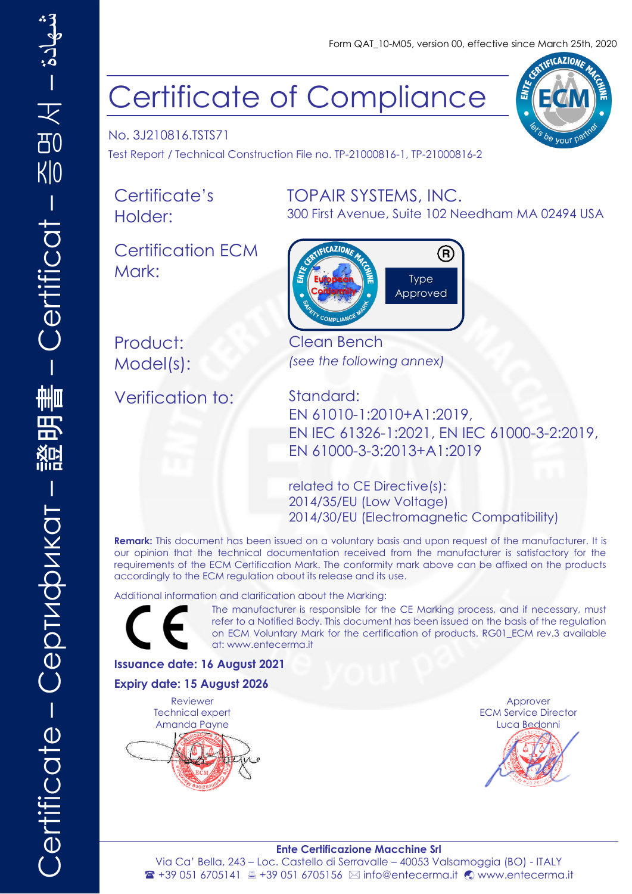Form QAT_10-M05, version 00, effective since March 25th, 2020

# Certificate of Compliance

No. 3J210816.TSTS71

Test Report / Technical Construction File no. TP-21000816-1, TP-21000816-2

| | |
|---|---|
| Certificate's Holder: | TOPAIR SYSTEMS, INC.<br>300 First Avenue, Suite 102 Needham MA 02494 USA |
| Certification ECM Mark: | Type Approved |
| Product:<br>Model(s): | Clean Bench<br>*(see the following annex)* |
| Verification to: | Standard:<br>EN 61010-1:2010+A1:2019,<br>EN IEC 61326-1:2021, EN IEC 61000-3-2:2019,<br>EN 61000-3-3:2013+A1:2019<br><br>related to CE Directive(s):<br>2014/35/EU (Low Voltage)<br>2014/30/EU (Electromagnetic Compatibility) |

**Remark:** This document has been issued on a voluntary basis and upon request of the manufacturer. It is our opinion that the technical documentation received from the manufacturer is satisfactory for the requirements of the ECM Certification Mark. The conformity mark above can be affixed on the products accordingly to the ECM regulation about its release and its use.

Additional information and clarification about the Marking:

The manufacturer is responsible for the CE Marking process, and if necessary, must refer to a Notified Body. This document has been issued on the basis of the regulation on ECM Voluntary Mark for the certification of products. RG01_ECM rev.3 available at: www.entecerma.it

**Issuance date: 16 August 2021**

**Expiry date: 15 August 2026**

| Reviewer | Approver |
|---|---|
| Technical expert | ECM Service Director |
| Amanda Payne | Luca Bedonni |

**Ente Certificazione Macchine Srl**

Via Ca' Bella, 243 – Loc. Castello di Serravalle – 40053 Valsamoggia (BO) - ITALY

☎ +39 051 6705141 🖷 +39 051 6705156 ✉ info@entecerma.it www.entecerma.it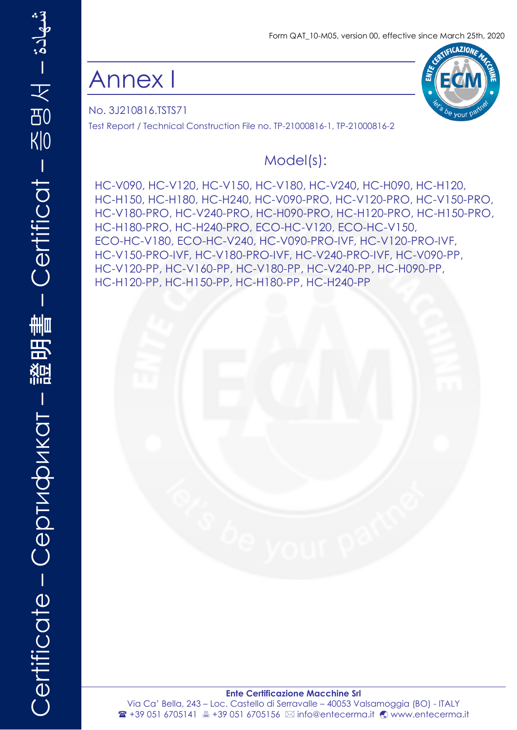Form QAT_10-M05, version 00, effective since March 25th, 2020

# Annex I

No. 3J210816.TSTS71

Test Report / Technical Construction File no. TP-21000816-1, TP-21000816-2

## Model(s):

HC-V090, HC-V120, HC-V150, HC-V180, HC-V240, HC-H090, HC-H120, HC-H150, HC-H180, HC-H240, HC-V090-PRO, HC-V120-PRO, HC-V150-PRO, HC-V180-PRO, HC-V240-PRO, HC-H090-PRO, HC-H120-PRO, HC-H150-PRO, HC-H180-PRO, HC-H240-PRO, ECO-HC-V120, ECO-HC-V150, ECO-HC-V180, ECO-HC-V240, HC-V090-PRO-IVF, HC-V120-PRO-IVF, HC-V150-PRO-IVF, HC-V180-PRO-IVF, HC-V240-PRO-IVF, HC-V090-PP, HC-V120-PP, HC-V160-PP, HC-V180-PP, HC-V240-PP, HC-H090-PP, HC-H120-PP, HC-H150-PP, HC-H180-PP, HC-H240-PP

**Ente Certificazione Macchine Srl**

Via Ca' Bella, 243 – Loc. Castello di Serravalle – 40053 Valsamoggia (BO) - ITALY

☎ +39 051 6705141 🖷 +39 051 6705156 ✉ info@entecerma.it 🌐 www.entecerma.it